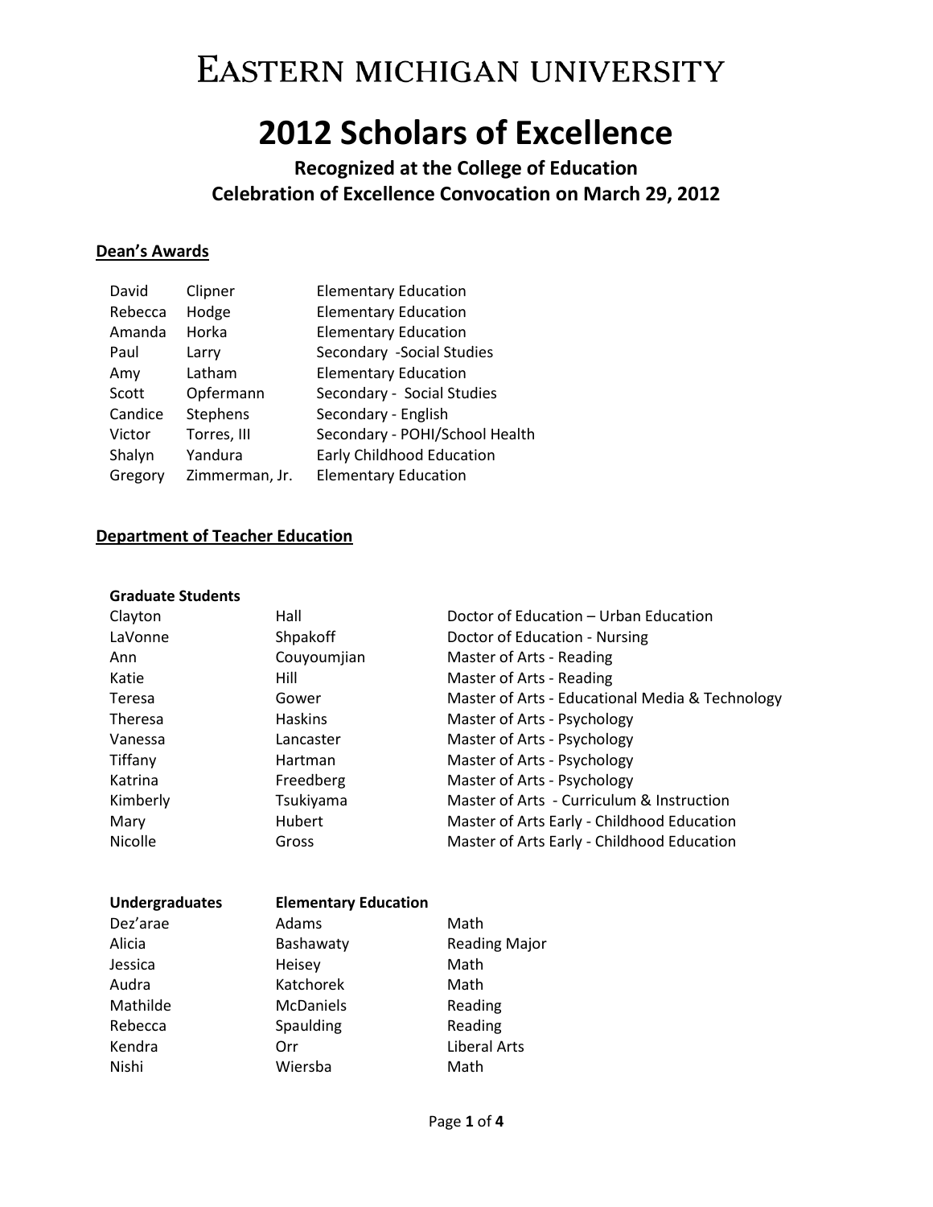# Eastern Michigan University

# 2012 Scholars of Excellence

## Recognized at the College of Education Celebration of Excellence Convocation on March 29, 2012

### Dean's Awards

| | | |
|---|---|---|
| David | Clipner | Elementary Education |
| Rebecca | Hodge | Elementary Education |
| Amanda | Horka | Elementary Education |
| Paul | Larry | Secondary -Social Studies |
| Amy | Latham | Elementary Education |
| Scott | Opfermann | Secondary - Social Studies |
| Candice | Stephens | Secondary - English |
| Victor | Torres, III | Secondary - POHI/School Health |
| Shalyn | Yandura | Early Childhood Education |
| Gregory | Zimmerman, Jr. | Elementary Education |

### Department of Teacher Education

**Graduate Students**

| | | |
|---|---|---|
| Clayton | Hall | Doctor of Education – Urban Education |
| LaVonne | Shpakoff | Doctor of Education - Nursing |
| Ann | Couyoumjian | Master of Arts - Reading |
| Katie | Hill | Master of Arts - Reading |
| Teresa | Gower | Master of Arts - Educational Media & Technology |
| Theresa | Haskins | Master of Arts - Psychology |
| Vanessa | Lancaster | Master of Arts - Psychology |
| Tiffany | Hartman | Master of Arts - Psychology |
| Katrina | Freedberg | Master of Arts - Psychology |
| Kimberly | Tsukiyama | Master of Arts - Curriculum & Instruction |
| Mary | Hubert | Master of Arts Early - Childhood Education |
| Nicolle | Gross | Master of Arts Early - Childhood Education |

| **Undergraduates** | **Elementary Education** | |
|---|---|---|
| Dez'arae | Adams | Math |
| Alicia | Bashawaty | Reading Major |
| Jessica | Heisey | Math |
| Audra | Katchorek | Math |
| Mathilde | McDaniels | Reading |
| Rebecca | Spaulding | Reading |
| Kendra | Orr | Liberal Arts |
| Nishi | Wiersba | Math |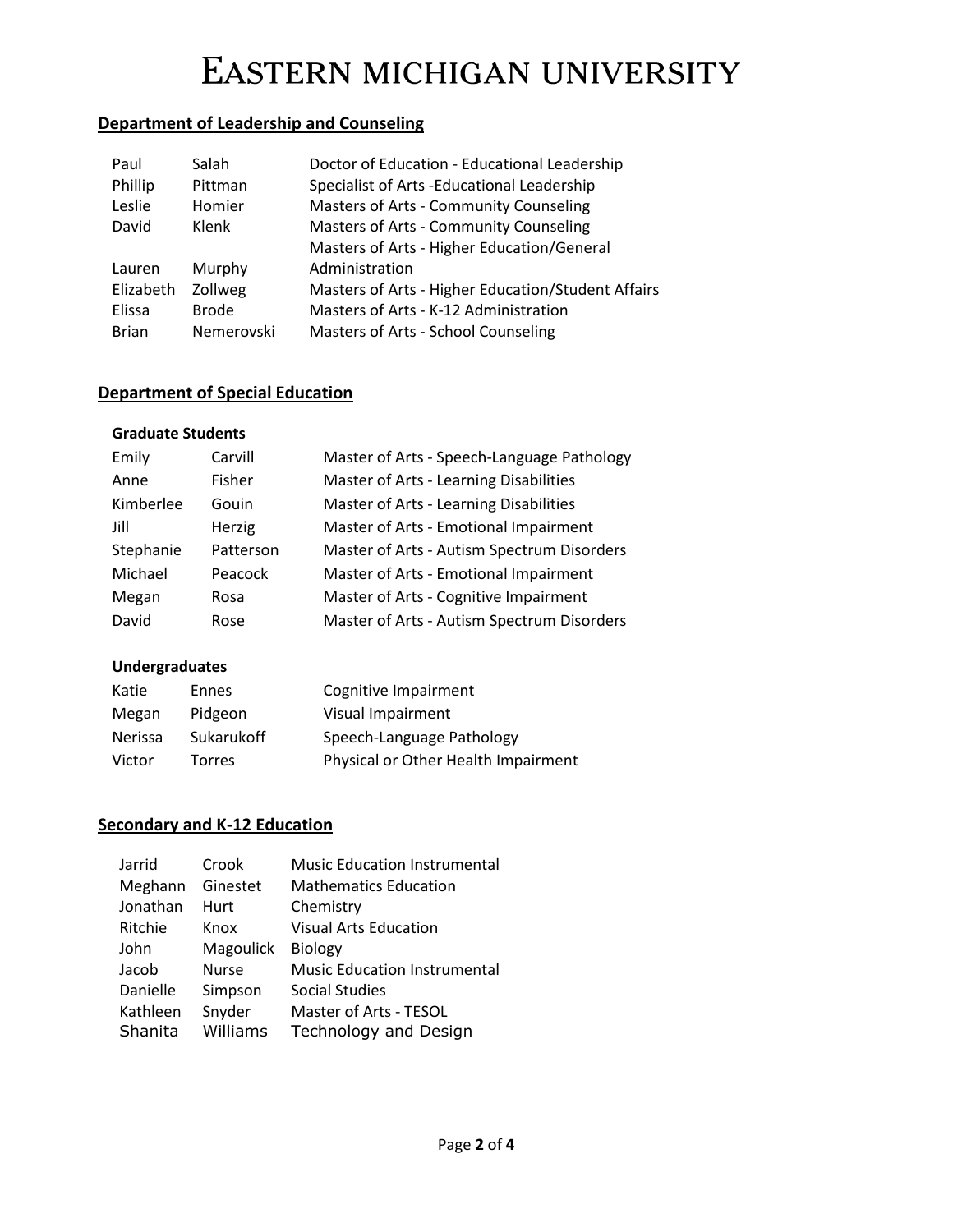# EASTERN MICHIGAN UNIVERSITY

**Department of Leadership and Counseling**

| | | |
|---|---|---|
| Paul | Salah | Doctor of Education - Educational Leadership |
| Phillip | Pittman | Specialist of Arts -Educational Leadership |
| Leslie | Homier | Masters of Arts - Community Counseling |
| David | Klenk | Masters of Arts - Community Counseling |
| Lauren | Murphy | Masters of Arts - Higher Education/General Administration |
| Elizabeth | Zollweg | Masters of Arts - Higher Education/Student Affairs |
| Elissa | Brode | Masters of Arts - K-12 Administration |
| Brian | Nemerovski | Masters of Arts - School Counseling |

**Department of Special Education**

**Graduate Students**

| | | |
|---|---|---|
| Emily | Carvill | Master of Arts - Speech-Language Pathology |
| Anne | Fisher | Master of Arts - Learning Disabilities |
| Kimberlee | Gouin | Master of Arts - Learning Disabilities |
| Jill | Herzig | Master of Arts - Emotional Impairment |
| Stephanie | Patterson | Master of Arts - Autism Spectrum Disorders |
| Michael | Peacock | Master of Arts - Emotional Impairment |
| Megan | Rosa | Master of Arts - Cognitive Impairment |
| David | Rose | Master of Arts - Autism Spectrum Disorders |

**Undergraduates**

| | | |
|---|---|---|
| Katie | Ennes | Cognitive Impairment |
| Megan | Pidgeon | Visual Impairment |
| Nerissa | Sukarukoff | Speech-Language Pathology |
| Victor | Torres | Physical or Other Health Impairment |

**Secondary and K-12 Education**

| | | |
|---|---|---|
| Jarrid | Crook | Music Education Instrumental |
| Meghann | Ginestet | Mathematics Education |
| Jonathan | Hurt | Chemistry |
| Ritchie | Knox | Visual Arts Education |
| John | Magoulick | Biology |
| Jacob | Nurse | Music Education Instrumental |
| Danielle | Simpson | Social Studies |
| Kathleen | Snyder | Master of Arts - TESOL |
| Shanita | Williams | Technology and Design |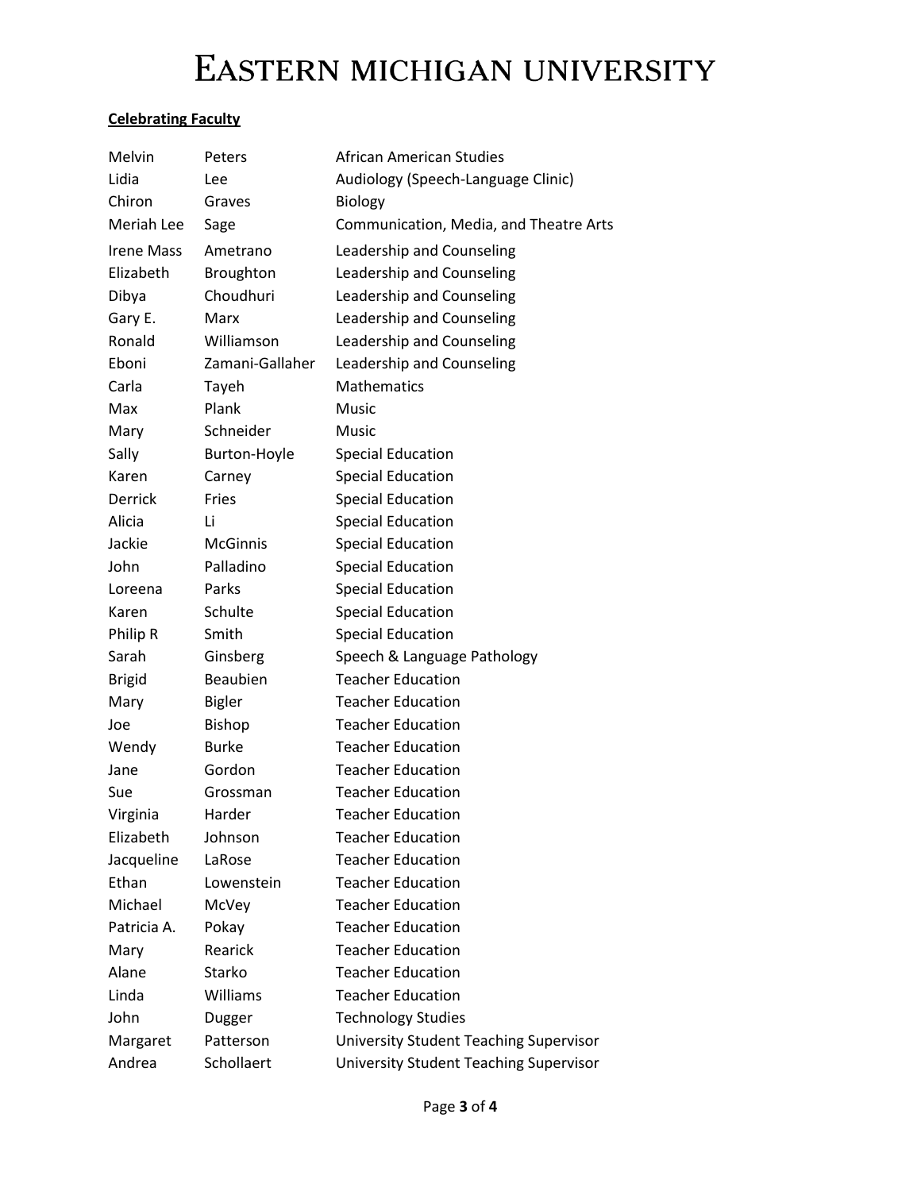# Eastern Michigan University

**Celebrating Faculty**

| First Name | Last Name | Department |
|---|---|---|
| Melvin | Peters | African American Studies |
| Lidia | Lee | Audiology (Speech-Language Clinic) |
| Chiron | Graves | Biology |
| Meriah Lee | Sage | Communication, Media, and Theatre Arts |
| Irene Mass | Ametrano | Leadership and Counseling |
| Elizabeth | Broughton | Leadership and Counseling |
| Dibya | Choudhuri | Leadership and Counseling |
| Gary E. | Marx | Leadership and Counseling |
| Ronald | Williamson | Leadership and Counseling |
| Eboni | Zamani-Gallaher | Leadership and Counseling |
| Carla | Tayeh | Mathematics |
| Max | Plank | Music |
| Mary | Schneider | Music |
| Sally | Burton-Hoyle | Special Education |
| Karen | Carney | Special Education |
| Derrick | Fries | Special Education |
| Alicia | Li | Special Education |
| Jackie | McGinnis | Special Education |
| John | Palladino | Special Education |
| Loreena | Parks | Special Education |
| Karen | Schulte | Special Education |
| Philip R | Smith | Special Education |
| Sarah | Ginsberg | Speech & Language Pathology |
| Brigid | Beaubien | Teacher Education |
| Mary | Bigler | Teacher Education |
| Joe | Bishop | Teacher Education |
| Wendy | Burke | Teacher Education |
| Jane | Gordon | Teacher Education |
| Sue | Grossman | Teacher Education |
| Virginia | Harder | Teacher Education |
| Elizabeth | Johnson | Teacher Education |
| Jacqueline | LaRose | Teacher Education |
| Ethan | Lowenstein | Teacher Education |
| Michael | McVey | Teacher Education |
| Patricia A. | Pokay | Teacher Education |
| Mary | Rearick | Teacher Education |
| Alane | Starko | Teacher Education |
| Linda | Williams | Teacher Education |
| John | Dugger | Technology Studies |
| Margaret | Patterson | University Student Teaching Supervisor |
| Andrea | Schollaert | University Student Teaching Supervisor |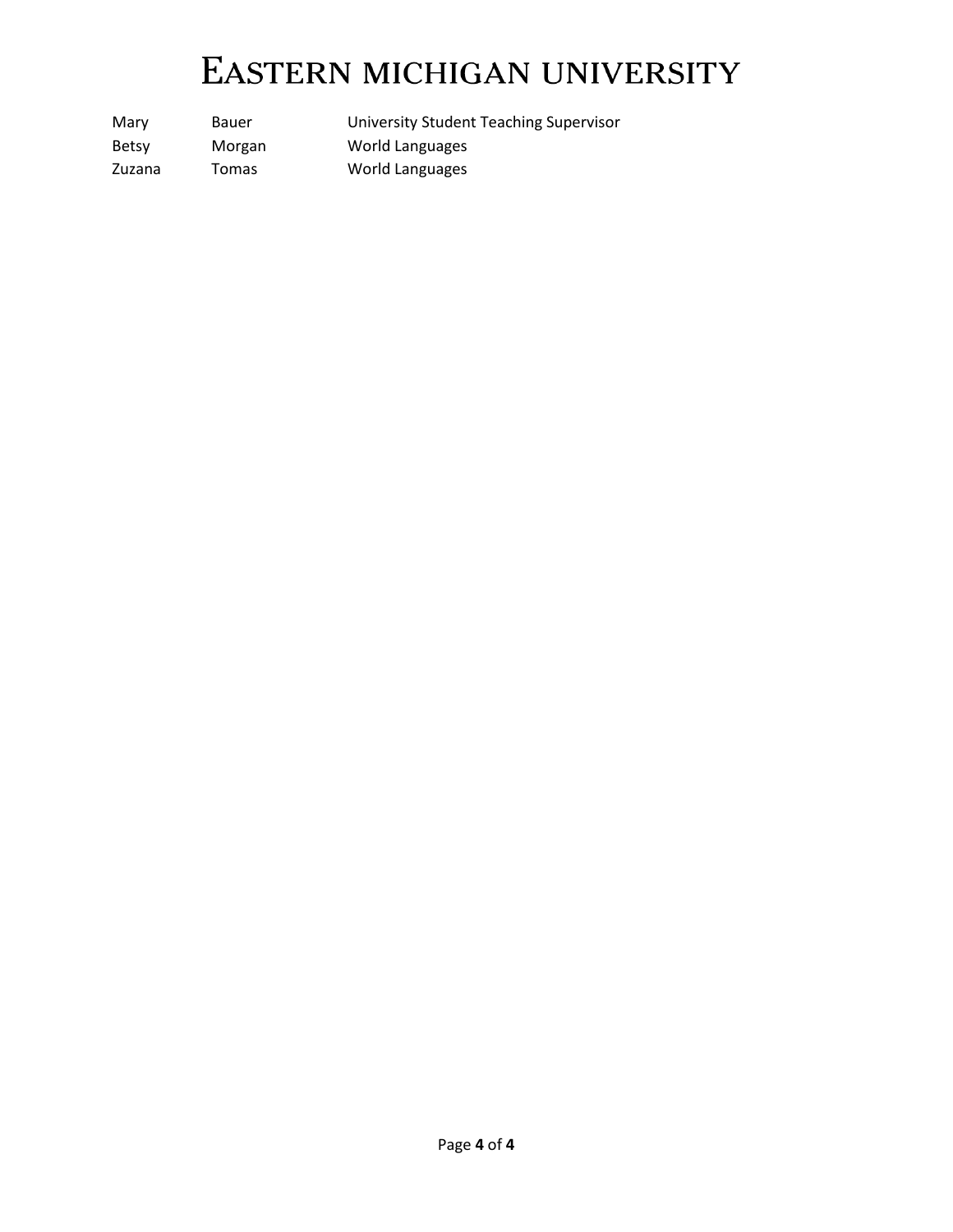| | | |
|---|---|---|
| Mary | Bauer | University Student Teaching Supervisor |
| Betsy | Morgan | World Languages |
| Zuzana | Tomas | World Languages |